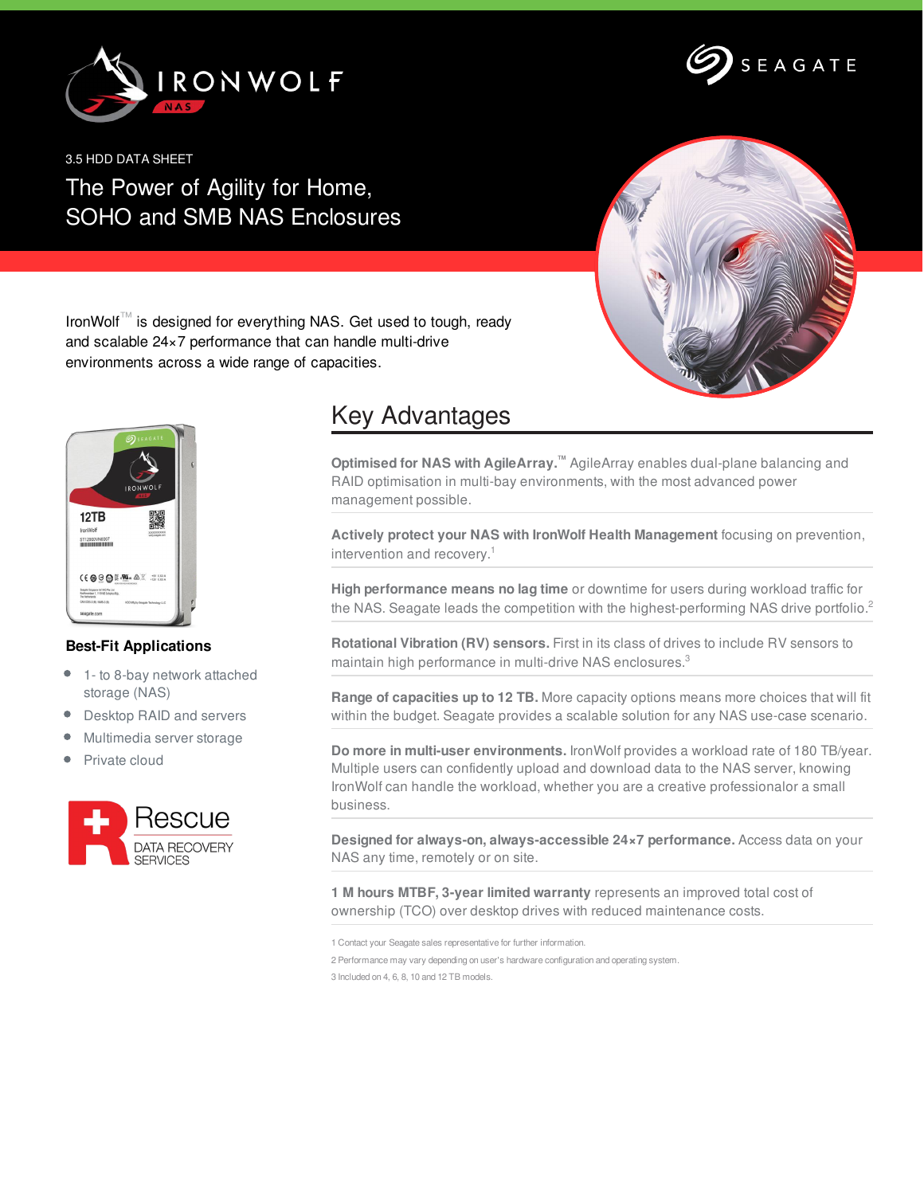3.5 HDD DATA SHEET

# The Power of Agility for Home, SOHO and SMB NAS Enclosures

IronWolf™ is designed for everything NAS. Get used to tough, ready and scalable 24×7 performance that can handle multi-drive environments across a wide range of capacities.

### Best-Fit Applications

- 1- to 8-bay network attached storage (NAS)
- Desktop RAID and servers
- Multimedia server storage
- Private cloud

## Key Advantages

**Optimised for NAS with AgileArray.™** AgileArray enables dual-plane balancing and RAID optimisation in multi-bay environments, with the most advanced power management possible.

**Actively protect your NAS with IronWolf Health Management** focusing on prevention, intervention and recovery.[1]

**High performance means no lag time** or downtime for users during workload traffic for the NAS. Seagate leads the competition with the highest-performing NAS drive portfolio.[2]

**Rotational Vibration (RV) sensors.** First in its class of drives to include RV sensors to maintain high performance in multi-drive NAS enclosures.[3]

**Range of capacities up to 12 TB.** More capacity options means more choices that will fit within the budget. Seagate provides a scalable solution for any NAS use-case scenario.

**Do more in multi-user environments.** IronWolf provides a workload rate of 180 TB/year. Multiple users can confidently upload and download data to the NAS server, knowing IronWolf can handle the workload, whether you are a creative professionalor a small business.

**Designed for always-on, always-accessible 24×7 performance.** Access data on your NAS any time, remotely or on site.

**1 M hours MTBF, 3-year limited warranty** represents an improved total cost of ownership (TCO) over desktop drives with reduced maintenance costs.

1 Contact your Seagate sales representative for further information.

2 Performance may vary depending on user's hardware configuration and operating system.

3 Included on 4, 6, 8, 10 and 12 TB models.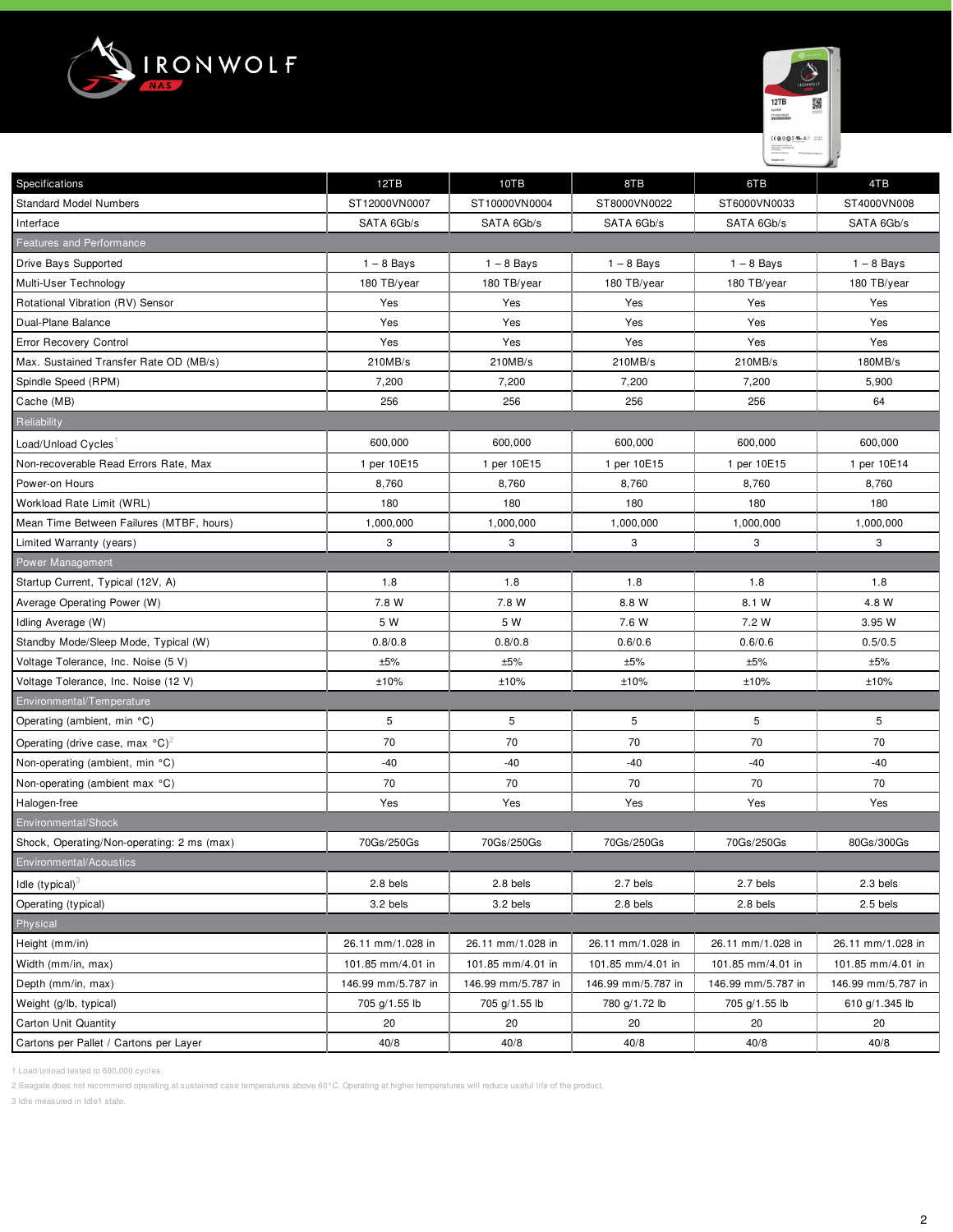IRONWOLF NAS

| Specifications | 12TB | 10TB | 8TB | 6TB | 4TB |
|---|---|---|---|---|---|
| Standard Model Numbers | ST12000VN0007 | ST10000VN0004 | ST8000VN0022 | ST6000VN0033 | ST4000VN008 |
| Interface | SATA 6Gb/s | SATA 6Gb/s | SATA 6Gb/s | SATA 6Gb/s | SATA 6Gb/s |
| **Features and Performance** | | | | | |
| Drive Bays Supported | 1 – 8 Bays | 1 – 8 Bays | 1 – 8 Bays | 1 – 8 Bays | 1 – 8 Bays |
| Multi-User Technology | 180 TB/year | 180 TB/year | 180 TB/year | 180 TB/year | 180 TB/year |
| Rotational Vibration (RV) Sensor | Yes | Yes | Yes | Yes | Yes |
| Dual-Plane Balance | Yes | Yes | Yes | Yes | Yes |
| Error Recovery Control | Yes | Yes | Yes | Yes | Yes |
| Max. Sustained Transfer Rate OD (MB/s) | 210MB/s | 210MB/s | 210MB/s | 210MB/s | 180MB/s |
| Spindle Speed (RPM) | 7,200 | 7,200 | 7,200 | 7,200 | 5,900 |
| Cache (MB) | 256 | 256 | 256 | 256 | 64 |
| **Reliability** | | | | | |
| Load/Unload Cycles[1] | 600,000 | 600,000 | 600,000 | 600,000 | 600,000 |
| Non-recoverable Read Errors Rate, Max | 1 per 10E15 | 1 per 10E15 | 1 per 10E15 | 1 per 10E15 | 1 per 10E14 |
| Power-on Hours | 8,760 | 8,760 | 8,760 | 8,760 | 8,760 |
| Workload Rate Limit (WRL) | 180 | 180 | 180 | 180 | 180 |
| Mean Time Between Failures (MTBF, hours) | 1,000,000 | 1,000,000 | 1,000,000 | 1,000,000 | 1,000,000 |
| Limited Warranty (years) | 3 | 3 | 3 | 3 | 3 |
| **Power Management** | | | | | |
| Startup Current, Typical (12V, A) | 1.8 | 1.8 | 1.8 | 1.8 | 1.8 |
| Average Operating Power (W) | 7.8 W | 7.8 W | 8.8 W | 8.1 W | 4.8 W |
| Idling Average (W) | 5 W | 5 W | 7.6 W | 7.2 W | 3.95 W |
| Standby Mode/Sleep Mode, Typical (W) | 0.8/0.8 | 0.8/0.8 | 0.6/0.6 | 0.6/0.6 | 0.5/0.5 |
| Voltage Tolerance, Inc. Noise (5 V) | ±5% | ±5% | ±5% | ±5% | ±5% |
| Voltage Tolerance, Inc. Noise (12 V) | ±10% | ±10% | ±10% | ±10% | ±10% |
| **Environmental/Temperature** | | | | | |
| Operating (ambient, min °C) | 5 | 5 | 5 | 5 | 5 |
| Operating (drive case, max °C)[2] | 70 | 70 | 70 | 70 | 70 |
| Non-operating (ambient, min °C) | -40 | -40 | -40 | -40 | -40 |
| Non-operating (ambient max °C) | 70 | 70 | 70 | 70 | 70 |
| Halogen-free | Yes | Yes | Yes | Yes | Yes |
| **Environmental/Shock** | | | | | |
| Shock, Operating/Non-operating: 2 ms (max) | 70Gs/250Gs | 70Gs/250Gs | 70Gs/250Gs | 70Gs/250Gs | 80Gs/300Gs |
| **Environmental/Acoustics** | | | | | |
| Idle (typical)[3] | 2.8 bels | 2.8 bels | 2.7 bels | 2.7 bels | 2.3 bels |
| Operating (typical) | 3.2 bels | 3.2 bels | 2.8 bels | 2.8 bels | 2.5 bels |
| **Physical** | | | | | |
| Height (mm/in) | 26.11 mm/1.028 in | 26.11 mm/1.028 in | 26.11 mm/1.028 in | 26.11 mm/1.028 in | 26.11 mm/1.028 in |
| Width (mm/in, max) | 101.85 mm/4.01 in | 101.85 mm/4.01 in | 101.85 mm/4.01 in | 101.85 mm/4.01 in | 101.85 mm/4.01 in |
| Depth (mm/in, max) | 146.99 mm/5.787 in | 146.99 mm/5.787 in | 146.99 mm/5.787 in | 146.99 mm/5.787 in | 146.99 mm/5.787 in |
| Weight (g/lb, typical) | 705 g/1.55 lb | 705 g/1.55 lb | 780 g/1.72 lb | 705 g/1.55 lb | 610 g/1.345 lb |
| Carton Unit Quantity | 20 | 20 | 20 | 20 | 20 |
| Cartons per Pallet / Cartons per Layer | 40/8 | 40/8 | 40/8 | 40/8 | 40/8 |

1 Load/unload tested to 600,000 cycles.

2 Seagate does not recommend operating at sustained case temperatures above 60°C. Operating at higher temperatures will reduce useful life of the product.

3 Idle measured in Idle1 state.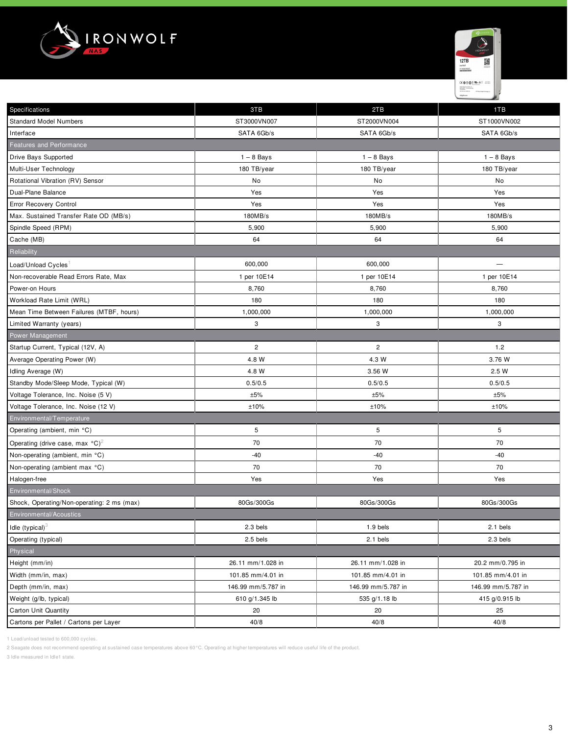| Specifications | 3TB | 2TB | 1TB |
|---|---|---|---|
| Standard Model Numbers | ST3000VN007 | ST2000VN004 | ST1000VN002 |
| Interface | SATA 6Gb/s | SATA 6Gb/s | SATA 6Gb/s |
| **Features and Performance** | | | |
| Drive Bays Supported | 1 – 8 Bays | 1 – 8 Bays | 1 – 8 Bays |
| Multi-User Technology | 180 TB/year | 180 TB/year | 180 TB/year |
| Rotational Vibration (RV) Sensor | No | No | No |
| Dual-Plane Balance | Yes | Yes | Yes |
| Error Recovery Control | Yes | Yes | Yes |
| Max. Sustained Transfer Rate OD (MB/s) | 180MB/s | 180MB/s | 180MB/s |
| Spindle Speed (RPM) | 5,900 | 5,900 | 5,900 |
| Cache (MB) | 64 | 64 | 64 |
| **Reliability** | | | |
| Load/Unload Cycles[1] | 600,000 | 600,000 | — |
| Non-recoverable Read Errors Rate, Max | 1 per 10E14 | 1 per 10E14 | 1 per 10E14 |
| Power-on Hours | 8,760 | 8,760 | 8,760 |
| Workload Rate Limit (WRL) | 180 | 180 | 180 |
| Mean Time Between Failures (MTBF, hours) | 1,000,000 | 1,000,000 | 1,000,000 |
| Limited Warranty (years) | 3 | 3 | 3 |
| **Power Management** | | | |
| Startup Current, Typical (12V, A) | 2 | 2 | 1.2 |
| Average Operating Power (W) | 4.8 W | 4.3 W | 3.76 W |
| Idling Average (W) | 4.8 W | 3.56 W | 2.5 W |
| Standby Mode/Sleep Mode, Typical (W) | 0.5/0.5 | 0.5/0.5 | 0.5/0.5 |
| Voltage Tolerance, Inc. Noise (5 V) | ±5% | ±5% | ±5% |
| Voltage Tolerance, Inc. Noise (12 V) | ±10% | ±10% | ±10% |
| **Environmental/Temperature** | | | |
| Operating (ambient, min °C) | 5 | 5 | 5 |
| Operating (drive case, max °C)[2] | 70 | 70 | 70 |
| Non-operating (ambient, min °C) | -40 | -40 | -40 |
| Non-operating (ambient max °C) | 70 | 70 | 70 |
| Halogen-free | Yes | Yes | Yes |
| **Environmental/Shock** | | | |
| Shock, Operating/Non-operating: 2 ms (max) | 80Gs/300Gs | 80Gs/300Gs | 80Gs/300Gs |
| **Environmental/Acoustics** | | | |
| Idle (typical)[3] | 2.3 bels | 1.9 bels | 2.1 bels |
| Operating (typical) | 2.5 bels | 2.1 bels | 2.3 bels |
| **Physical** | | | |
| Height (mm/in) | 26.11 mm/1.028 in | 26.11 mm/1.028 in | 20.2 mm/0.795 in |
| Width (mm/in, max) | 101.85 mm/4.01 in | 101.85 mm/4.01 in | 101.85 mm/4.01 in |
| Depth (mm/in, max) | 146.99 mm/5.787 in | 146.99 mm/5.787 in | 146.99 mm/5.787 in |
| Weight (g/lb, typical) | 610 g/1.345 lb | 535 g/1.18 lb | 415 g/0.915 lb |
| Carton Unit Quantity | 20 | 20 | 25 |
| Cartons per Pallet / Cartons per Layer | 40/8 | 40/8 | 40/8 |

1 Load/unload tested to 600,000 cycles.

2 Seagate does not recommend operating at sustained case temperatures above 60°C. Operating at higher temperatures will reduce useful life of the product.

3 Idle measured in Idle1 state.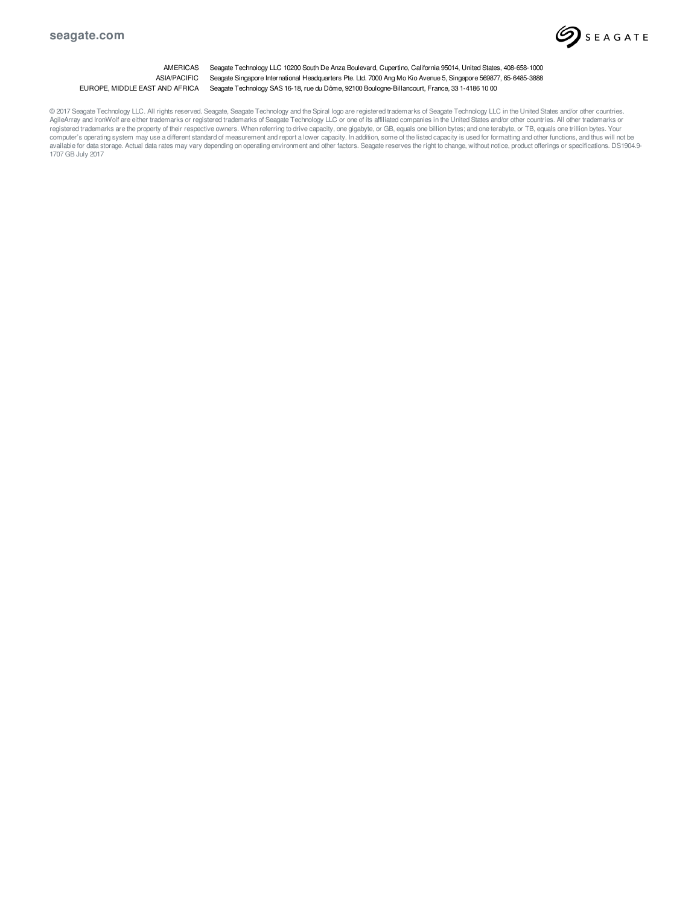seagate.com

| | |
|---|---|
| AMERICAS | Seagate Technology LLC 10200 South De Anza Boulevard, Cupertino, California 95014, United States, 408-658-1000 |
| ASIA/PACIFIC | Seagate Singapore International Headquarters Pte. Ltd. 7000 Ang Mo Kio Avenue 5, Singapore 569877, 65-6485-3888 |
| EUROPE, MIDDLE EAST AND AFRICA | Seagate Technology SAS 16-18, rue du Dôme, 92100 Boulogne-Billancourt, France, 33 1-4186 10 00 |

© 2017 Seagate Technology LLC. All rights reserved. Seagate, Seagate Technology and the Spiral logo are registered trademarks of Seagate Technology LLC in the United States and/or other countries. AgileArray and IronWolf are either trademarks or registered trademarks of Seagate Technology LLC or one of its affiliated companies in the United States and/or other countries. All other trademarks or registered trademarks are the property of their respective owners. When referring to drive capacity, one gigabyte, or GB, equals one billion bytes; and one terabyte, or TB, equals one trillion bytes. Your computer's operating system may use a different standard of measurement and report a lower capacity. In addition, some of the listed capacity is used for formatting and other functions, and thus will not be available for data storage. Actual data rates may vary depending on operating environment and other factors. Seagate reserves the right to change, without notice, product offerings or specifications. DS1904.9-1707 GB July 2017